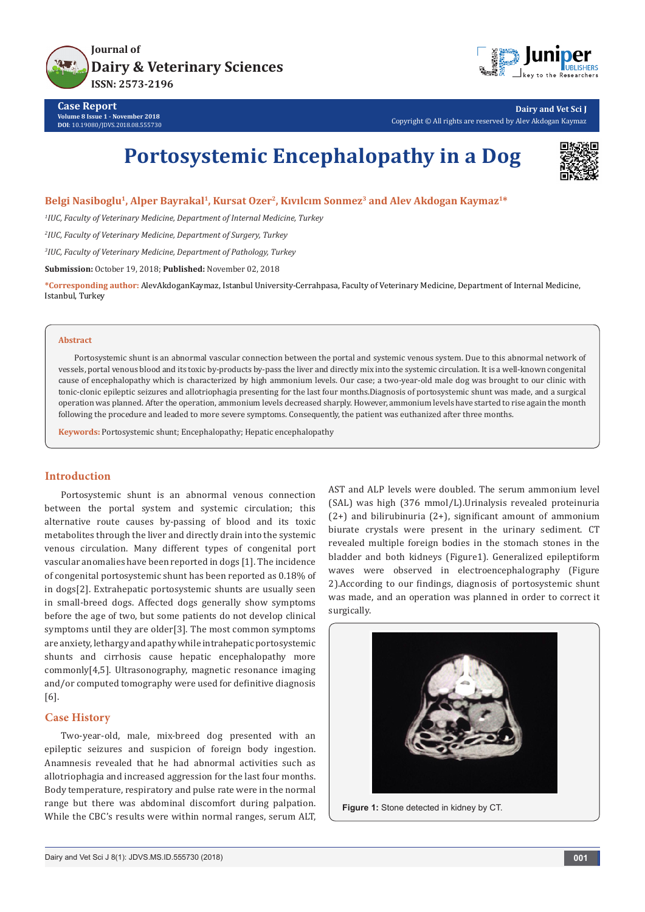# Portosystemic Encephalopathy in a Dog

**Belgi Nasiboglu[1], Alper Bayrakal[1], Kursat Ozer[2], Kıvılcım Sonmez[3] and Alev Akdogan Kaymaz[1]***

*[1]IUC, Faculty of Veterinary Medicine, Department of Internal Medicine, Turkey*

*[2]IUC, Faculty of Veterinary Medicine, Department of Surgery, Turkey*

*[3]IUC, Faculty of Veterinary Medicine, Department of Pathology, Turkey*

**Submission:** October 19, 2018; **Published:** November 02, 2018

***Corresponding author:** AlevAkdoganKaymaz, Istanbul University-Cerrahpasa, Faculty of Veterinary Medicine, Department of Internal Medicine, Istanbul, Turkey

## Abstract

Portosystemic shunt is an abnormal vascular connection between the portal and systemic venous system. Due to this abnormal network of vessels, portal venous blood and its toxic by-products by-pass the liver and directly mix into the systemic circulation. It is a well-known congenital cause of encephalopathy which is characterized by high ammonium levels. Our case; a two-year-old male dog was brought to our clinic with tonic-clonic epileptic seizures and allotriophagia presenting for the last four months.Diagnosis of portosystemic shunt was made, and a surgical operation was planned. After the operation, ammonium levels decreased sharply. However, ammonium levels have started to rise again the month following the procedure and leaded to more severe symptoms. Consequently, the patient was euthanized after three months.

**Keywords:** Portosystemic shunt; Encephalopathy; Hepatic encephalopathy

## Introduction

Portosystemic shunt is an abnormal venous connection between the portal system and systemic circulation; this alternative route causes by-passing of blood and its toxic metabolites through the liver and directly drain into the systemic venous circulation. Many different types of congenital port vascular anomalies have been reported in dogs [1]. The incidence of congenital portosystemic shunt has been reported as 0.18% of in dogs[2]. Extrahepatic portosystemic shunts are usually seen in small-breed dogs. Affected dogs generally show symptoms before the age of two, but some patients do not develop clinical symptoms until they are older[3]. The most common symptoms are anxiety, lethargy and apathy while intrahepatic portosystemic shunts and cirrhosis cause hepatic encephalopathy more commonly[4,5]. Ultrasonography, magnetic resonance imaging and/or computed tomography were used for definitive diagnosis [6].

## Case History

Two-year-old, male, mix-breed dog presented with an epileptic seizures and suspicion of foreign body ingestion. Anamnesis revealed that he had abnormal activities such as allotriophagia and increased aggression for the last four months. Body temperature, respiratory and pulse rate were in the normal range but there was abdominal discomfort during palpation. While the CBC's results were within normal ranges, serum ALT, AST and ALP levels were doubled. The serum ammonium level (SAL) was high (376 mmol/L).Urinalysis revealed proteinuria (2+) and bilirubinuria (2+), significant amount of ammonium biurate crystals were present in the urinary sediment. CT revealed multiple foreign bodies in the stomach stones in the bladder and both kidneys (Figure1). Generalized epileptiform waves were observed in electroencephalography (Figure 2).According to our findings, diagnosis of portosystemic shunt was made, and an operation was planned in order to correct it surgically.

**Figure 1:** Stone detected in kidney by CT.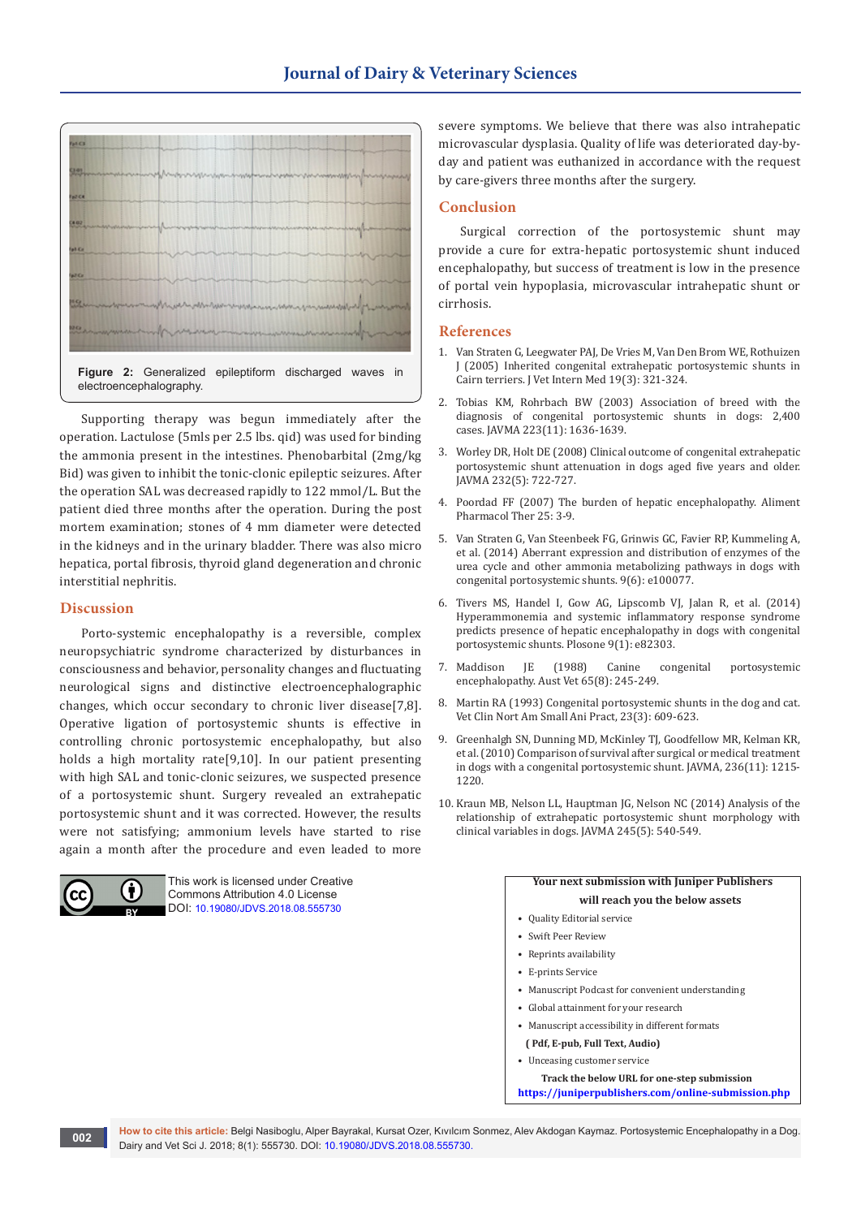Figure 2: Generalized epileptiform discharged waves in electroencephalography.

Supporting therapy was begun immediately after the operation. Lactulose (5mls per 2.5 lbs. qid) was used for binding the ammonia present in the intestines. Phenobarbital (2mg/kg Bid) was given to inhibit the tonic-clonic epileptic seizures. After the operation SAL was decreased rapidly to 122 mmol/L. But the patient died three months after the operation. During the post mortem examination; stones of 4 mm diameter were detected in the kidneys and in the urinary bladder. There was also micro hepatica, portal fibrosis, thyroid gland degeneration and chronic interstitial nephritis.

## Discussion

Porto-systemic encephalopathy is a reversible, complex neuropsychiatric syndrome characterized by disturbances in consciousness and behavior, personality changes and fluctuating neurological signs and distinctive electroencephalographic changes, which occur secondary to chronic liver disease[7,8]. Operative ligation of portosystemic shunts is effective in controlling chronic portosystemic encephalopathy, but also holds a high mortality rate[9,10]. In our patient presenting with high SAL and tonic-clonic seizures, we suspected presence of a portosystemic shunt. Surgery revealed an extrahepatic portosystemic shunt and it was corrected. However, the results were not satisfying; ammonium levels have started to rise again a month after the procedure and even leaded to more severe symptoms. We believe that there was also intrahepatic microvascular dysplasia. Quality of life was deteriorated day-by-day and patient was euthanized in accordance with the request by care-givers three months after the surgery.

## Conclusion

Surgical correction of the portosystemic shunt may provide a cure for extra-hepatic portosystemic shunt induced encephalopathy, but success of treatment is low in the presence of portal vein hypoplasia, microvascular intrahepatic shunt or cirrhosis.

## References

1. Van Straten G, Leegwater PAJ, De Vries M, Van Den Brom WE, Rothuizen J (2005) Inherited congenital extrahepatic portosystemic shunts in Cairn terriers. J Vet Intern Med 19(3): 321-324.
2. Tobias KM, Rohrbach BW (2003) Association of breed with the diagnosis of congenital portosystemic shunts in dogs: 2,400 cases. JAVMA 223(11): 1636-1639.
3. Worley DR, Holt DE (2008) Clinical outcome of congenital extrahepatic portosystemic shunt attenuation in dogs aged five years and older. JAVMA 232(5): 722-727.
4. Poordad FF (2007) The burden of hepatic encephalopathy. Aliment Pharmacol Ther 25: 3-9.
5. Van Straten G, Van Steenbeek FG, Grinwis GC, Favier RP, Kummeling A, et al. (2014) Aberrant expression and distribution of enzymes of the urea cycle and other ammonia metabolizing pathways in dogs with congenital portosystemic shunts. 9(6): e100077.
6. Tivers MS, Handel I, Gow AG, Lipscomb VJ, Jalan R, et al. (2014) Hyperammonemia and systemic inflammatory response syndrome predicts presence of hepatic encephalopathy in dogs with congenital portosystemic shunts. Plosone 9(1): e82303.
7. Maddison JE (1988) Canine congenital portosystemic encephalopathy. Aust Vet 65(8): 245-249.
8. Martin RA (1993) Congenital portosystemic shunts in the dog and cat. Vet Clin Nort Am Small Ani Pract, 23(3): 609-623.
9. Greenhalgh SN, Dunning MD, McKinley TJ, Goodfellow MR, Kelman KR, et al. (2010) Comparison of survival after surgical or medical treatment in dogs with a congenital portosystemic shunt. JAVMA, 236(11): 1215-1220.
10. Kraun MB, Nelson LL, Hauptman JG, Nelson NC (2014) Analysis of the relationship of extrahepatic portosystemic shunt morphology with clinical variables in dogs. JAVMA 245(5): 540-549.

This work is licensed under Creative Commons Attribution 4.0 License
DOI: 10.19080/JDVS.2018.08.555730

**Your next submission with Juniper Publishers will reach you the below assets**

- Quality Editorial service
- Swift Peer Review
- Reprints availability
- E-prints Service
- Manuscript Podcast for convenient understanding
- Global attainment for your research
- Manuscript accessibility in different formats
  **( Pdf, E-pub, Full Text, Audio)**
- Unceasing customer service

**Track the below URL for one-step submission**
**https://juniperpublishers.com/online-submission.php**

**How to cite this article:** Belgi Nasiboglu, Alper Bayrakal, Kursat Ozer, Kıvılcım Sonmez, Alev Akdogan Kaymaz. Portosystemic Encephalopathy in a Dog. Dairy and Vet Sci J. 2018; 8(1): 555730. DOI: 10.19080/JDVS.2018.08.555730.